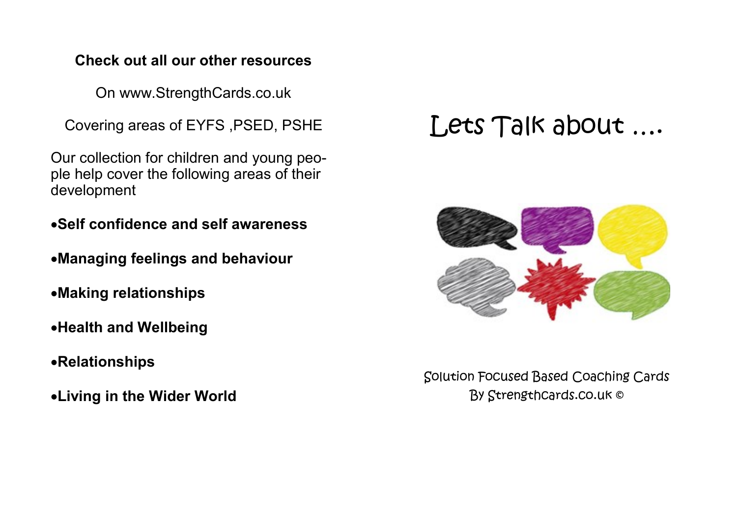**Check out all our other resources**

On www.StrengthCards.co.uk

Covering areas of EYFS ,PSED, PSHE

Our collection for children and young people help cover the following areas of their development

- **Self confidence and self awareness**
- **Managing feelings and behaviour**
- **Making relationships**
- **Health and Wellbeing**
- **Relationships**
- **Living in the Wider World**

# Lets Talk about ....

Solution Focused Based Coaching Cards
By Strengthcards.co.uk ©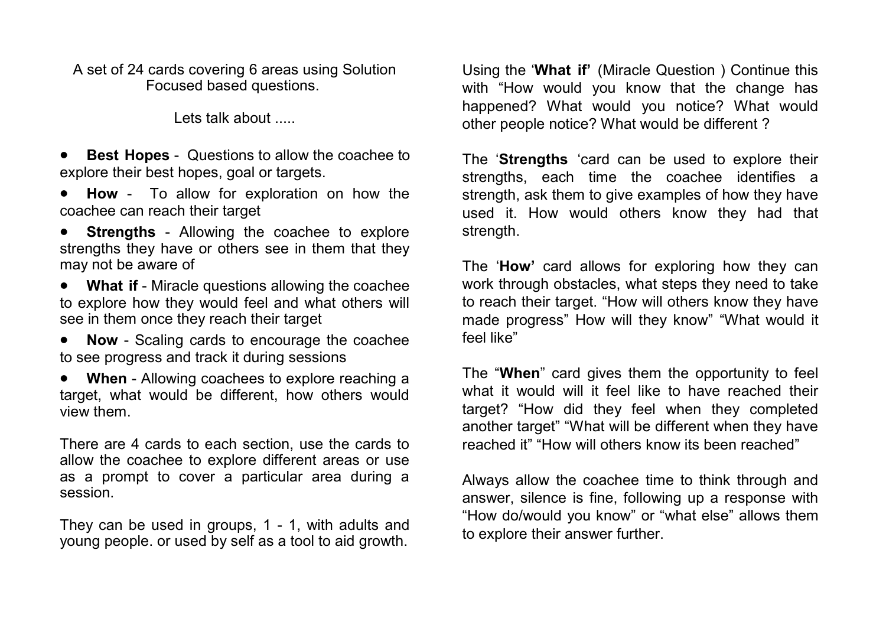A set of 24 cards covering 6 areas using Solution Focused based questions.

Lets talk about .....

- **Best Hopes** - Questions to allow the coachee to explore their best hopes, goal or targets.
- **How** - To allow for exploration on how the coachee can reach their target
- **Strengths** - Allowing the coachee to explore strengths they have or others see in them that they may not be aware of
- **What if** - Miracle questions allowing the coachee to explore how they would feel and what others will see in them once they reach their target
- **Now** - Scaling cards to encourage the coachee to see progress and track it during sessions
- **When** - Allowing coachees to explore reaching a target, what would be different, how others would view them.

There are 4 cards to each section, use the cards to allow the coachee to explore different areas or use as a prompt to cover a particular area during a session.

They can be used in groups, 1 - 1, with adults and young people. or used by self as a tool to aid growth.

Using the '**What if'** (Miracle Question ) Continue this with "How would you know that the change has happened? What would you notice? What would other people notice? What would be different ?

The '**Strengths** 'card can be used to explore their strengths, each time the coachee identifies a strength, ask them to give examples of how they have used it. How would others know they had that strength.

The '**How'** card allows for exploring how they can work through obstacles, what steps they need to take to reach their target. "How will others know they have made progress" How will they know" "What would it feel like"

The "**When**" card gives them the opportunity to feel what it would will it feel like to have reached their target? "How did they feel when they completed another target" "What will be different when they have reached it" "How will others know its been reached"

Always allow the coachee time to think through and answer, silence is fine, following up a response with "How do/would you know" or "what else" allows them to explore their answer further.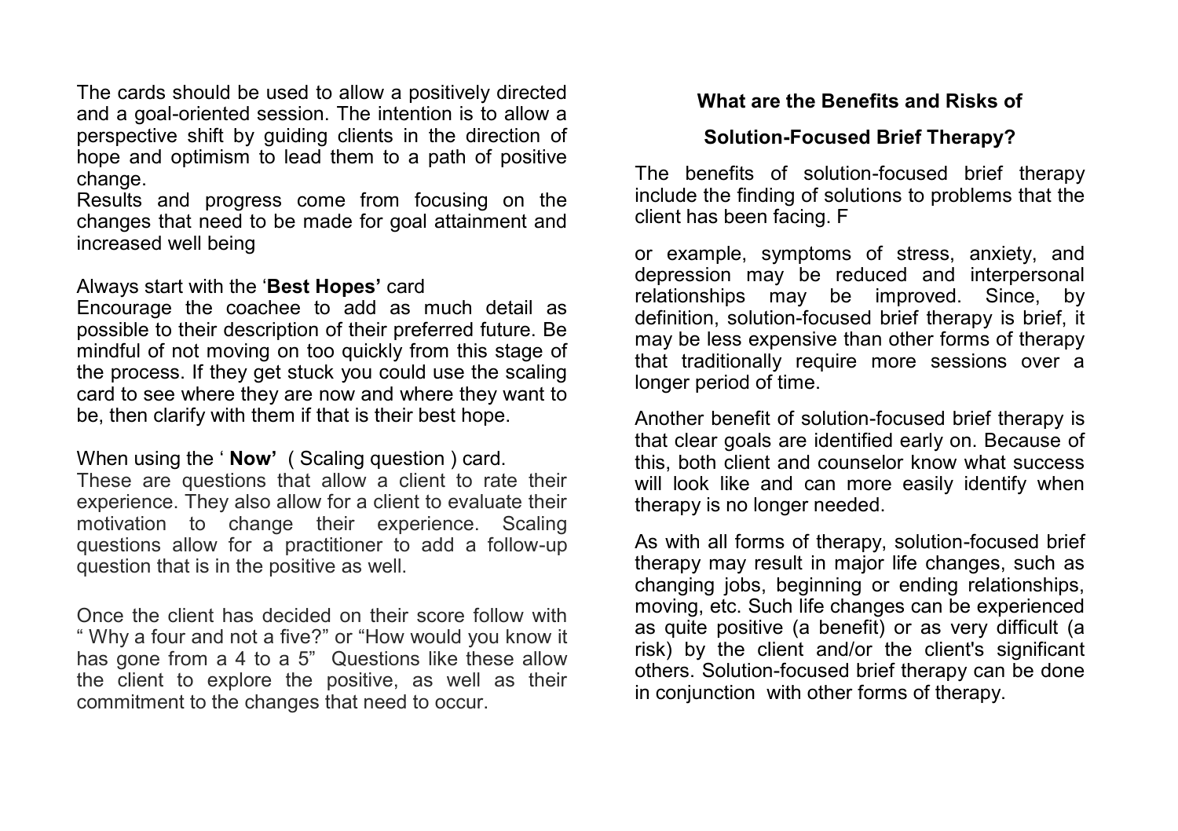The cards should be used to allow a positively directed and a goal-oriented session. The intention is to allow a perspective shift by guiding clients in the direction of hope and optimism to lead them to a path of positive change.
Results and progress come from focusing on the changes that need to be made for goal attainment and increased well being

Always start with the '**Best Hopes'** card
Encourage the coachee to add as much detail as possible to their description of their preferred future. Be mindful of not moving on too quickly from this stage of the process. If they get stuck you could use the scaling card to see where they are now and where they want to be, then clarify with them if that is their best hope.

When using the ' **Now'** ( Scaling question ) card.
These are questions that allow a client to rate their experience. They also allow for a client to evaluate their motivation to change their experience. Scaling questions allow for a practitioner to add a follow-up question that is in the positive as well.

Once the client has decided on their score follow with " Why a four and not a five?" or "How would you know it has gone from a 4 to a 5" Questions like these allow the client to explore the positive, as well as their commitment to the changes that need to occur.

**What are the Benefits and Risks of**

**Solution-Focused Brief Therapy?**

The benefits of solution-focused brief therapy include the finding of solutions to problems that the client has been facing. F

or example, symptoms of stress, anxiety, and depression may be reduced and interpersonal relationships may be improved. Since, by definition, solution-focused brief therapy is brief, it may be less expensive than other forms of therapy that traditionally require more sessions over a longer period of time.

Another benefit of solution-focused brief therapy is that clear goals are identified early on. Because of this, both client and counselor know what success will look like and can more easily identify when therapy is no longer needed.

As with all forms of therapy, solution-focused brief therapy may result in major life changes, such as changing jobs, beginning or ending relationships, moving, etc. Such life changes can be experienced as quite positive (a benefit) or as very difficult (a risk) by the client and/or the client's significant others. Solution-focused brief therapy can be done in conjunction with other forms of therapy.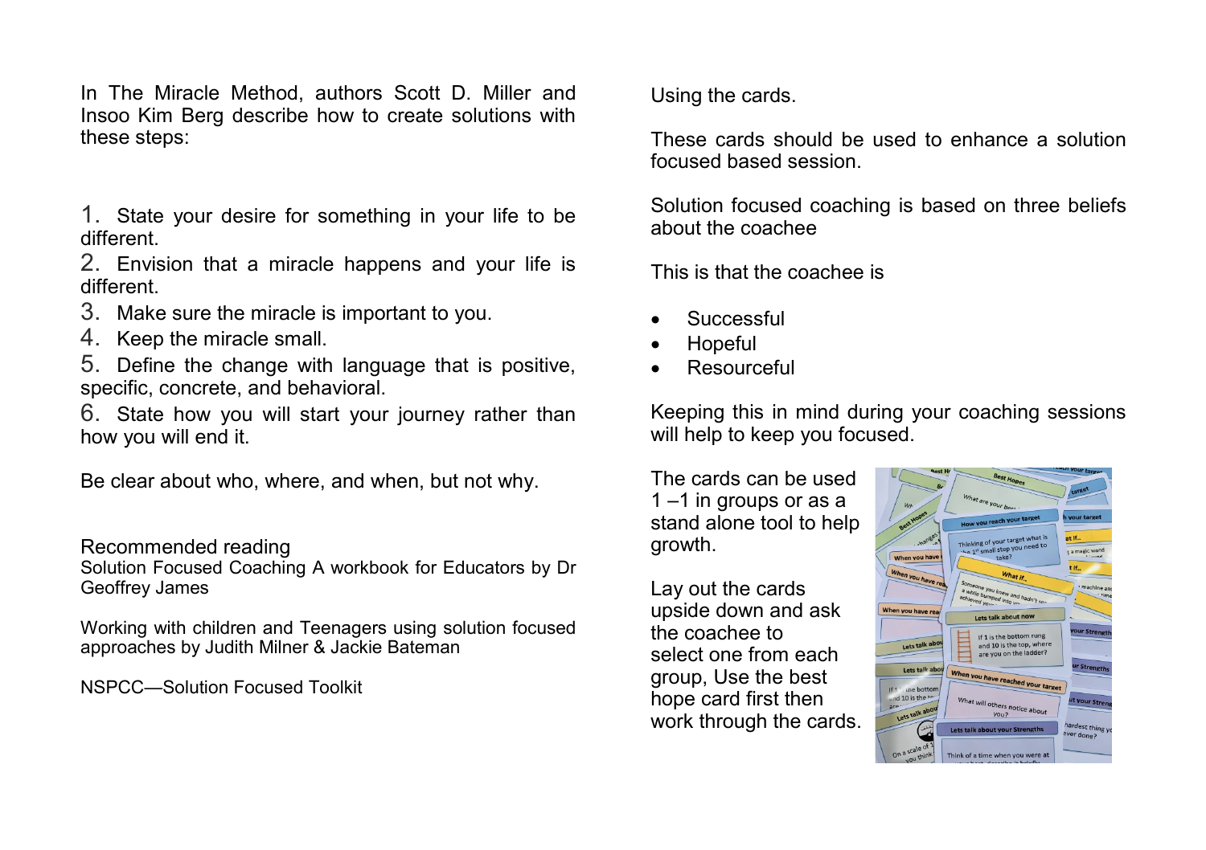In The Miracle Method, authors Scott D. Miller and Insoo Kim Berg describe how to create solutions with these steps:

1. State your desire for something in your life to be different.
2. Envision that a miracle happens and your life is different.
3. Make sure the miracle is important to you.
4. Keep the miracle small.
5. Define the change with language that is positive, specific, concrete, and behavioral.
6. State how you will start your journey rather than how you will end it.

Be clear about who, where, and when, but not why.

Recommended reading

Solution Focused Coaching A workbook for Educators by Dr Geoffrey James

Working with children and Teenagers using solution focused approaches by Judith Milner & Jackie Bateman

NSPCC—Solution Focused Toolkit

Using the cards.

These cards should be used to enhance a solution focused based session.

Solution focused coaching is based on three beliefs about the coachee

This is that the coachee is

- Successful
- Hopeful
- Resourceful

Keeping this in mind during your coaching sessions will help to keep you focused.

The cards can be used 1 –1 in groups or as a stand alone tool to help growth.

Lay out the cards upside down and ask the coachee to select one from each group, Use the best hope card first then work through the cards.